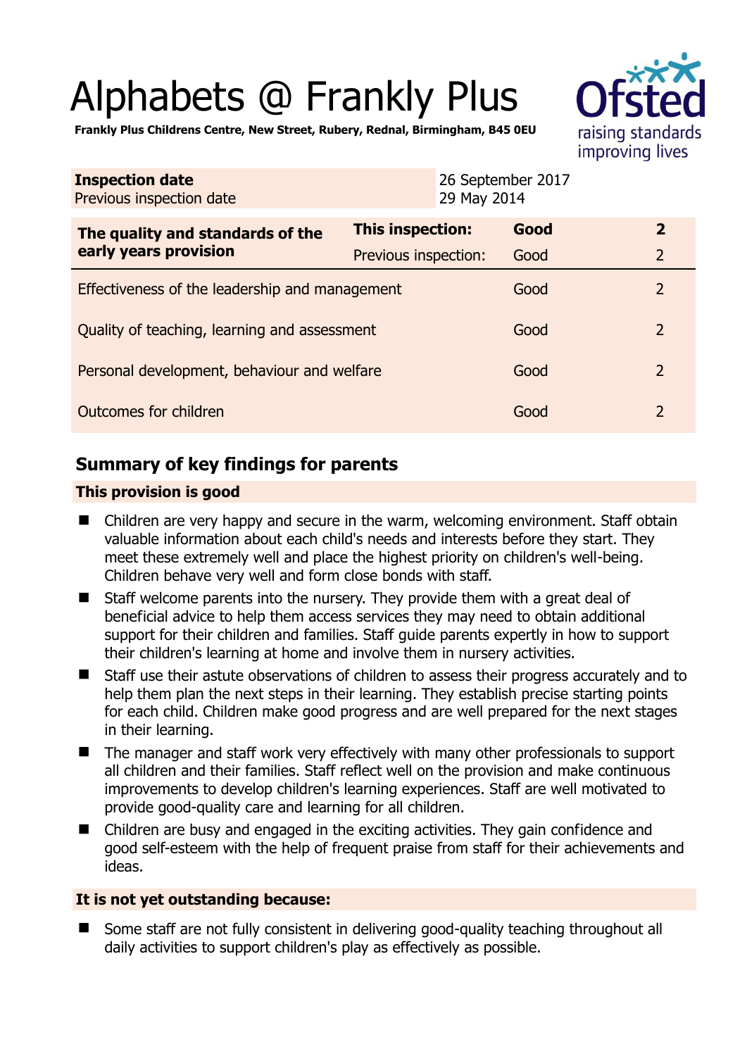# Alphabets @ Frankly Plus

**Frankly Plus Childrens Centre, New Street, Rubery, Rednal, Birmingham, B45 0EU**

| **Inspection date** | 26 September 2017 |
|---|---|
| Previous inspection date | 29 May 2014 |

| **The quality and standards of the early years provision** | **This inspection:** | **Good** | **2** |
|---|---|---|---|
| | Previous inspection: | Good | 2 |
| Effectiveness of the leadership and management | | Good | 2 |
| Quality of teaching, learning and assessment | | Good | 2 |
| Personal development, behaviour and welfare | | Good | 2 |
| Outcomes for children | | Good | 2 |

## Summary of key findings for parents

### This provision is good

- Children are very happy and secure in the warm, welcoming environment. Staff obtain valuable information about each child's needs and interests before they start. They meet these extremely well and place the highest priority on children's well-being. Children behave very well and form close bonds with staff.
- Staff welcome parents into the nursery. They provide them with a great deal of beneficial advice to help them access services they may need to obtain additional support for their children and families. Staff guide parents expertly in how to support their children's learning at home and involve them in nursery activities.
- Staff use their astute observations of children to assess their progress accurately and to help them plan the next steps in their learning. They establish precise starting points for each child. Children make good progress and are well prepared for the next stages in their learning.
- The manager and staff work very effectively with many other professionals to support all children and their families. Staff reflect well on the provision and make continuous improvements to develop children's learning experiences. Staff are well motivated to provide good-quality care and learning for all children.
- Children are busy and engaged in the exciting activities. They gain confidence and good self-esteem with the help of frequent praise from staff for their achievements and ideas.

### It is not yet outstanding because:

- Some staff are not fully consistent in delivering good-quality teaching throughout all daily activities to support children's play as effectively as possible.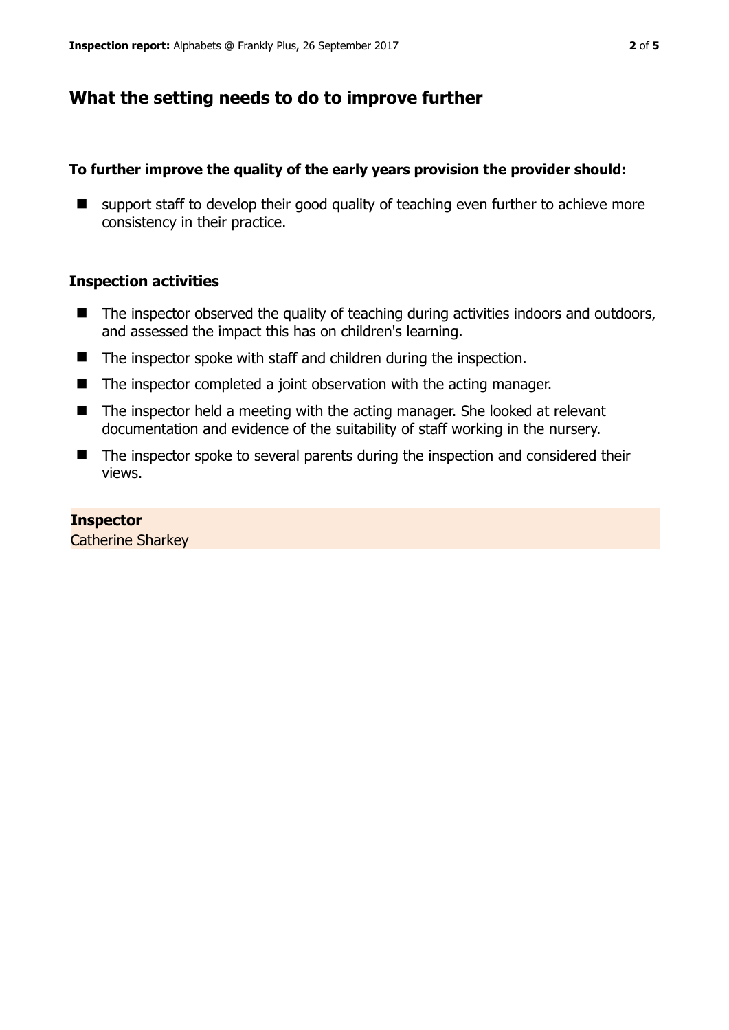## What the setting needs to do to improve further

**To further improve the quality of the early years provision the provider should:**

- support staff to develop their good quality of teaching even further to achieve more consistency in their practice.

### Inspection activities

- The inspector observed the quality of teaching during activities indoors and outdoors, and assessed the impact this has on children's learning.
- The inspector spoke with staff and children during the inspection.
- The inspector completed a joint observation with the acting manager.
- The inspector held a meeting with the acting manager. She looked at relevant documentation and evidence of the suitability of staff working in the nursery.
- The inspector spoke to several parents during the inspection and considered their views.

**Inspector**
Catherine Sharkey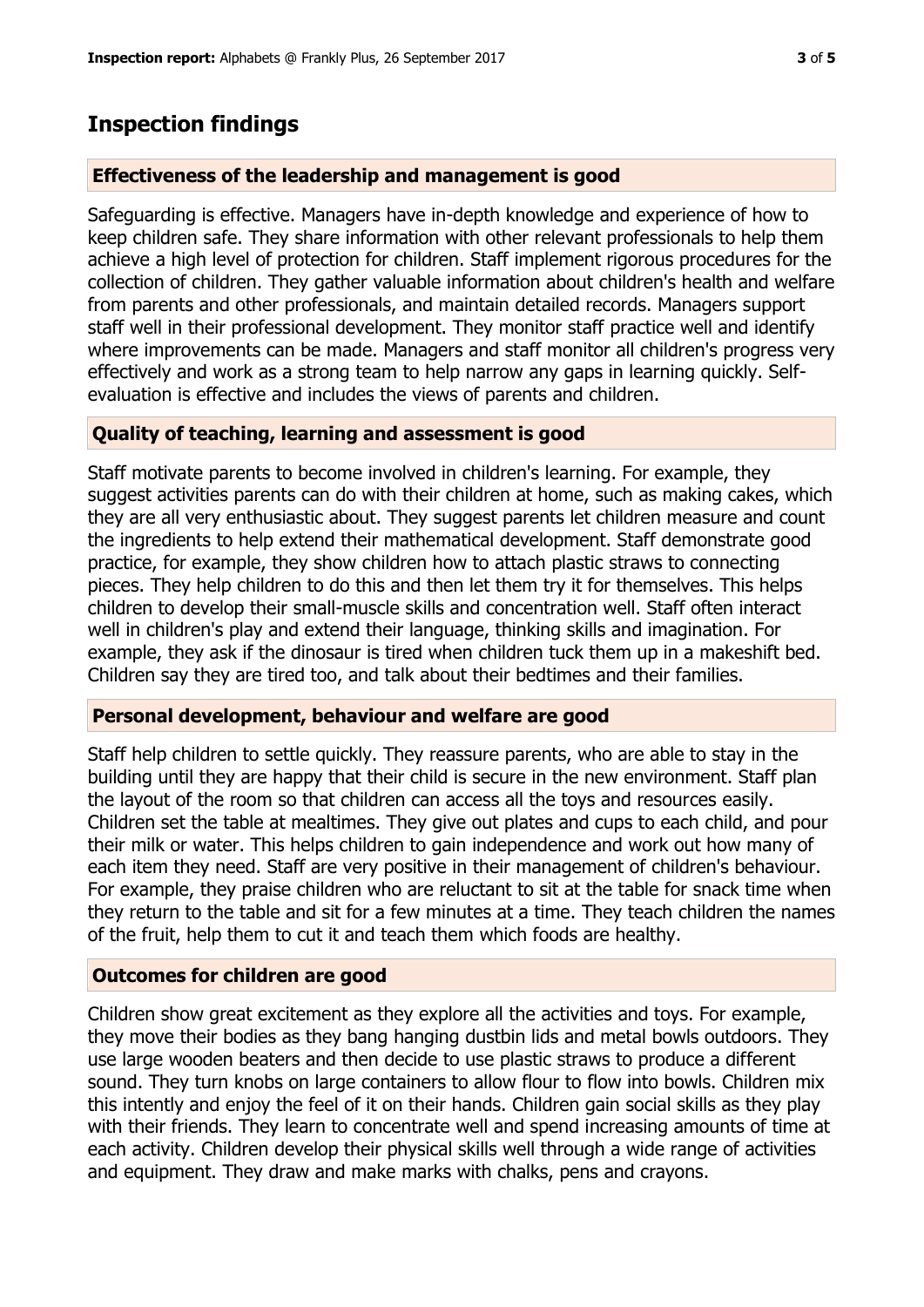## Inspection findings

### Effectiveness of the leadership and management is good

Safeguarding is effective. Managers have in-depth knowledge and experience of how to keep children safe. They share information with other relevant professionals to help them achieve a high level of protection for children. Staff implement rigorous procedures for the collection of children. They gather valuable information about children's health and welfare from parents and other professionals, and maintain detailed records. Managers support staff well in their professional development. They monitor staff practice well and identify where improvements can be made. Managers and staff monitor all children's progress very effectively and work as a strong team to help narrow any gaps in learning quickly. Self-evaluation is effective and includes the views of parents and children.

### Quality of teaching, learning and assessment is good

Staff motivate parents to become involved in children's learning. For example, they suggest activities parents can do with their children at home, such as making cakes, which they are all very enthusiastic about. They suggest parents let children measure and count the ingredients to help extend their mathematical development. Staff demonstrate good practice, for example, they show children how to attach plastic straws to connecting pieces. They help children to do this and then let them try it for themselves. This helps children to develop their small-muscle skills and concentration well. Staff often interact well in children's play and extend their language, thinking skills and imagination. For example, they ask if the dinosaur is tired when children tuck them up in a makeshift bed. Children say they are tired too, and talk about their bedtimes and their families.

### Personal development, behaviour and welfare are good

Staff help children to settle quickly. They reassure parents, who are able to stay in the building until they are happy that their child is secure in the new environment. Staff plan the layout of the room so that children can access all the toys and resources easily. Children set the table at mealtimes. They give out plates and cups to each child, and pour their milk or water. This helps children to gain independence and work out how many of each item they need. Staff are very positive in their management of children's behaviour. For example, they praise children who are reluctant to sit at the table for snack time when they return to the table and sit for a few minutes at a time. They teach children the names of the fruit, help them to cut it and teach them which foods are healthy.

### Outcomes for children are good

Children show great excitement as they explore all the activities and toys. For example, they move their bodies as they bang hanging dustbin lids and metal bowls outdoors. They use large wooden beaters and then decide to use plastic straws to produce a different sound. They turn knobs on large containers to allow flour to flow into bowls. Children mix this intently and enjoy the feel of it on their hands. Children gain social skills as they play with their friends. They learn to concentrate well and spend increasing amounts of time at each activity. Children develop their physical skills well through a wide range of activities and equipment. They draw and make marks with chalks, pens and crayons.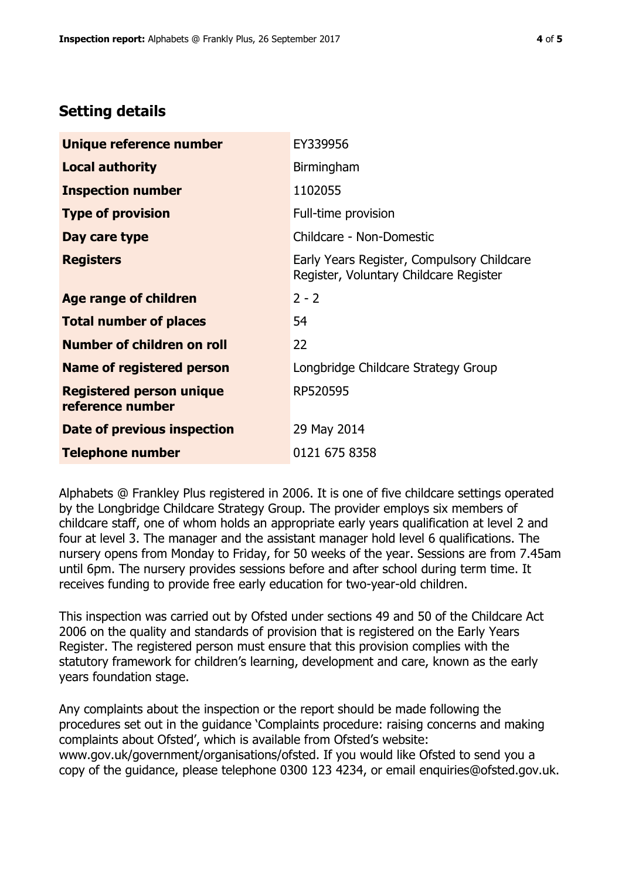## Setting details

| | |
|---|---|
| **Unique reference number** | EY339956 |
| **Local authority** | Birmingham |
| **Inspection number** | 1102055 |
| **Type of provision** | Full-time provision |
| **Day care type** | Childcare - Non-Domestic |
| **Registers** | Early Years Register, Compulsory Childcare Register, Voluntary Childcare Register |
| **Age range of children** | 2 - 2 |
| **Total number of places** | 54 |
| **Number of children on roll** | 22 |
| **Name of registered person** | Longbridge Childcare Strategy Group |
| **Registered person unique reference number** | RP520595 |
| **Date of previous inspection** | 29 May 2014 |
| **Telephone number** | 0121 675 8358 |

Alphabets @ Frankley Plus registered in 2006. It is one of five childcare settings operated by the Longbridge Childcare Strategy Group. The provider employs six members of childcare staff, one of whom holds an appropriate early years qualification at level 2 and four at level 3. The manager and the assistant manager hold level 6 qualifications. The nursery opens from Monday to Friday, for 50 weeks of the year. Sessions are from 7.45am until 6pm. The nursery provides sessions before and after school during term time. It receives funding to provide free early education for two-year-old children.

This inspection was carried out by Ofsted under sections 49 and 50 of the Childcare Act 2006 on the quality and standards of provision that is registered on the Early Years Register. The registered person must ensure that this provision complies with the statutory framework for children's learning, development and care, known as the early years foundation stage.

Any complaints about the inspection or the report should be made following the procedures set out in the guidance 'Complaints procedure: raising concerns and making complaints about Ofsted', which is available from Ofsted's website: www.gov.uk/government/organisations/ofsted. If you would like Ofsted to send you a copy of the guidance, please telephone 0300 123 4234, or email enquiries@ofsted.gov.uk.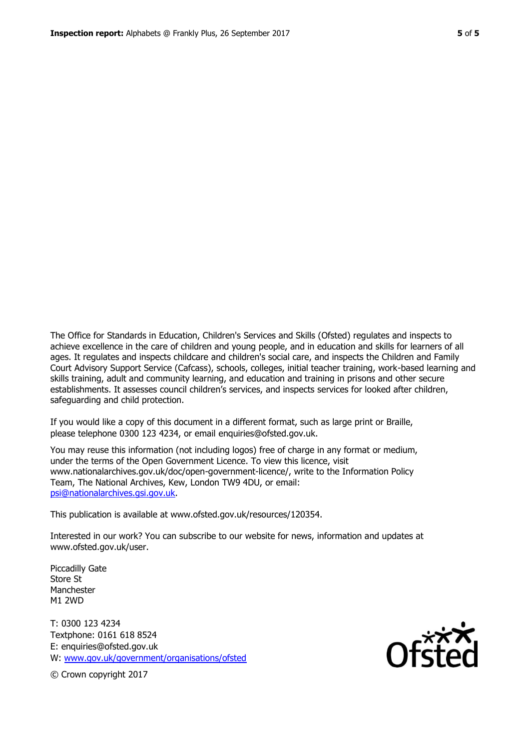The Office for Standards in Education, Children's Services and Skills (Ofsted) regulates and inspects to achieve excellence in the care of children and young people, and in education and skills for learners of all ages. It regulates and inspects childcare and children's social care, and inspects the Children and Family Court Advisory Support Service (Cafcass), schools, colleges, initial teacher training, work-based learning and skills training, adult and community learning, and education and training in prisons and other secure establishments. It assesses council children's services, and inspects services for looked after children, safeguarding and child protection.

If you would like a copy of this document in a different format, such as large print or Braille, please telephone 0300 123 4234, or email enquiries@ofsted.gov.uk.

You may reuse this information (not including logos) free of charge in any format or medium, under the terms of the Open Government Licence. To view this licence, visit www.nationalarchives.gov.uk/doc/open-government-licence/, write to the Information Policy Team, The National Archives, Kew, London TW9 4DU, or email: psi@nationalarchives.gsi.gov.uk.

This publication is available at www.ofsted.gov.uk/resources/120354.

Interested in our work? You can subscribe to our website for news, information and updates at www.ofsted.gov.uk/user.

Piccadilly Gate  
Store St  
Manchester  
M1 2WD

T: 0300 123 4234  
Textphone: 0161 618 8524  
E: enquiries@ofsted.gov.uk  
W: www.gov.uk/government/organisations/ofsted

© Crown copyright 2017